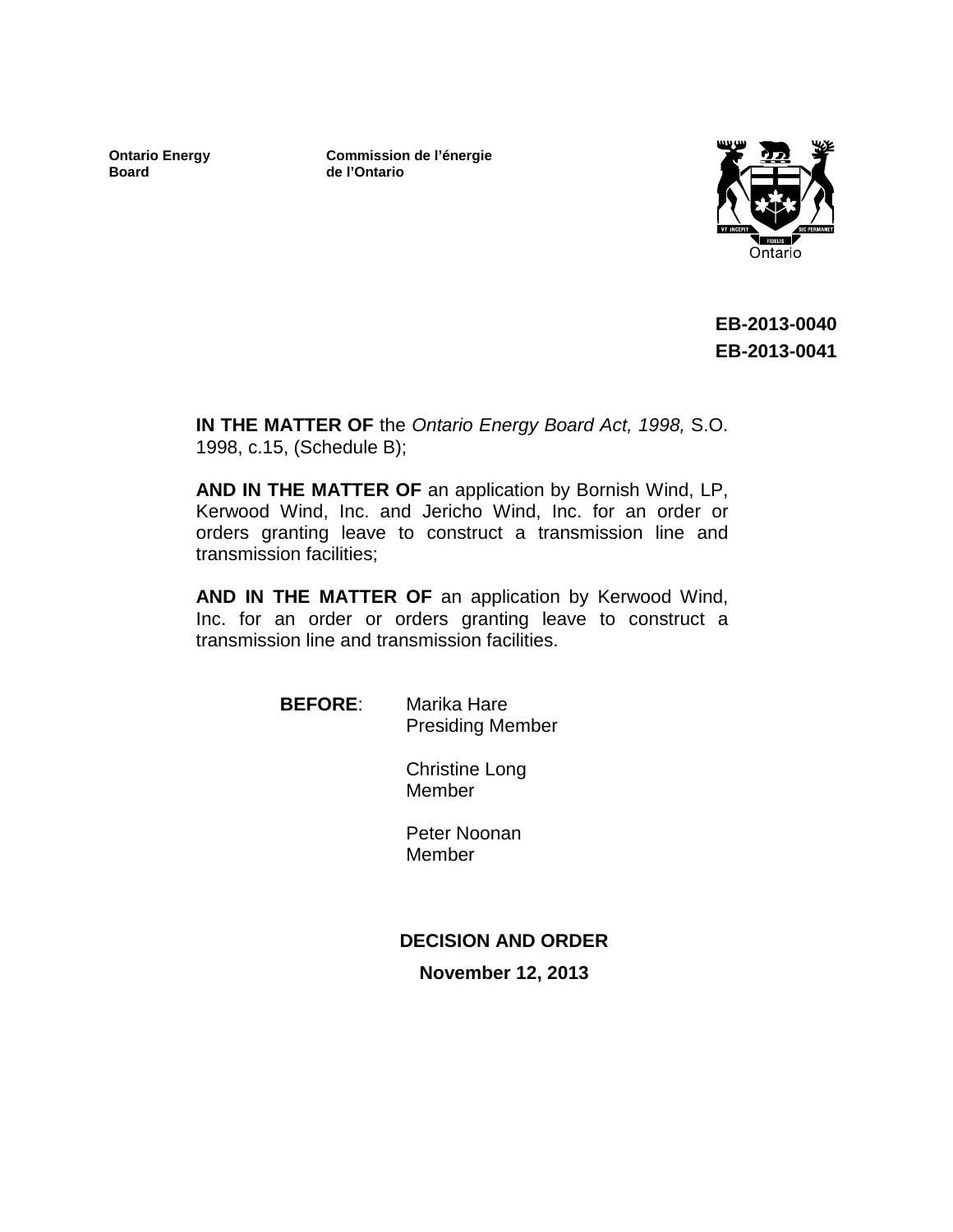**Ontario Energy Board**

**Commission de l'énergie de l'Ontario**

**EB-2013-0040**
**EB-2013-0041**

**IN THE MATTER OF** the *Ontario Energy Board Act, 1998,* S.O. 1998, c.15, (Schedule B);

**AND IN THE MATTER OF** an application by Bornish Wind, LP, Kerwood Wind, Inc. and Jericho Wind, Inc. for an order or orders granting leave to construct a transmission line and transmission facilities;

**AND IN THE MATTER OF** an application by Kerwood Wind, Inc. for an order or orders granting leave to construct a transmission line and transmission facilities.

**BEFORE**: Marika Hare
Presiding Member

Christine Long
Member

Peter Noonan
Member

**DECISION AND ORDER**

**November 12, 2013**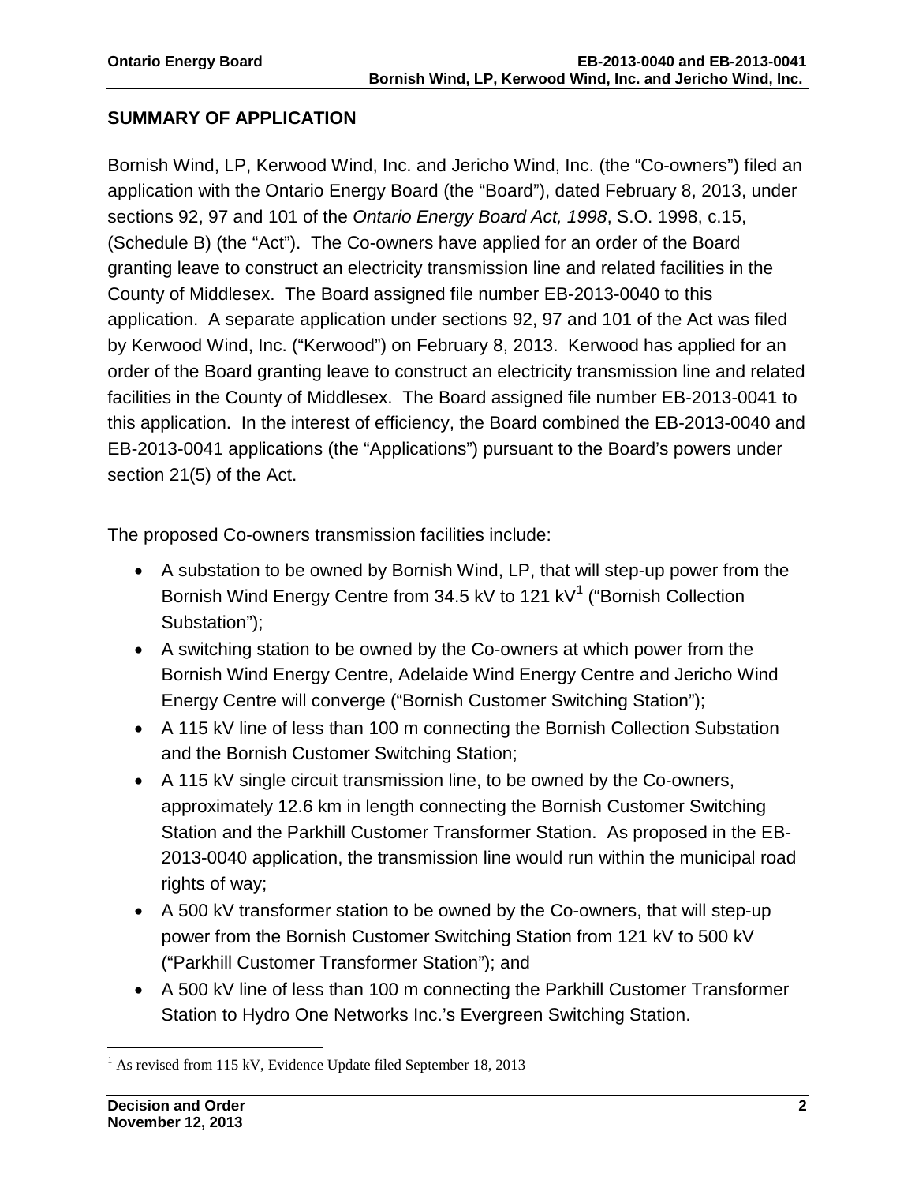## SUMMARY OF APPLICATION

Bornish Wind, LP, Kerwood Wind, Inc. and Jericho Wind, Inc. (the "Co-owners") filed an application with the Ontario Energy Board (the "Board"), dated February 8, 2013, under sections 92, 97 and 101 of the *Ontario Energy Board Act, 1998*, S.O. 1998, c.15, (Schedule B) (the "Act"). The Co-owners have applied for an order of the Board granting leave to construct an electricity transmission line and related facilities in the County of Middlesex. The Board assigned file number EB-2013-0040 to this application. A separate application under sections 92, 97 and 101 of the Act was filed by Kerwood Wind, Inc. ("Kerwood") on February 8, 2013. Kerwood has applied for an order of the Board granting leave to construct an electricity transmission line and related facilities in the County of Middlesex. The Board assigned file number EB-2013-0041 to this application. In the interest of efficiency, the Board combined the EB-2013-0040 and EB-2013-0041 applications (the "Applications") pursuant to the Board's powers under section 21(5) of the Act.

The proposed Co-owners transmission facilities include:

- A substation to be owned by Bornish Wind, LP, that will step-up power from the Bornish Wind Energy Centre from 34.5 kV to 121 kV[1] ("Bornish Collection Substation");
- A switching station to be owned by the Co-owners at which power from the Bornish Wind Energy Centre, Adelaide Wind Energy Centre and Jericho Wind Energy Centre will converge ("Bornish Customer Switching Station");
- A 115 kV line of less than 100 m connecting the Bornish Collection Substation and the Bornish Customer Switching Station;
- A 115 kV single circuit transmission line, to be owned by the Co-owners, approximately 12.6 km in length connecting the Bornish Customer Switching Station and the Parkhill Customer Transformer Station. As proposed in the EB-2013-0040 application, the transmission line would run within the municipal road rights of way;
- A 500 kV transformer station to be owned by the Co-owners, that will step-up power from the Bornish Customer Switching Station from 121 kV to 500 kV ("Parkhill Customer Transformer Station"); and
- A 500 kV line of less than 100 m connecting the Parkhill Customer Transformer Station to Hydro One Networks Inc.'s Evergreen Switching Station.

[1] As revised from 115 kV, Evidence Update filed September 18, 2013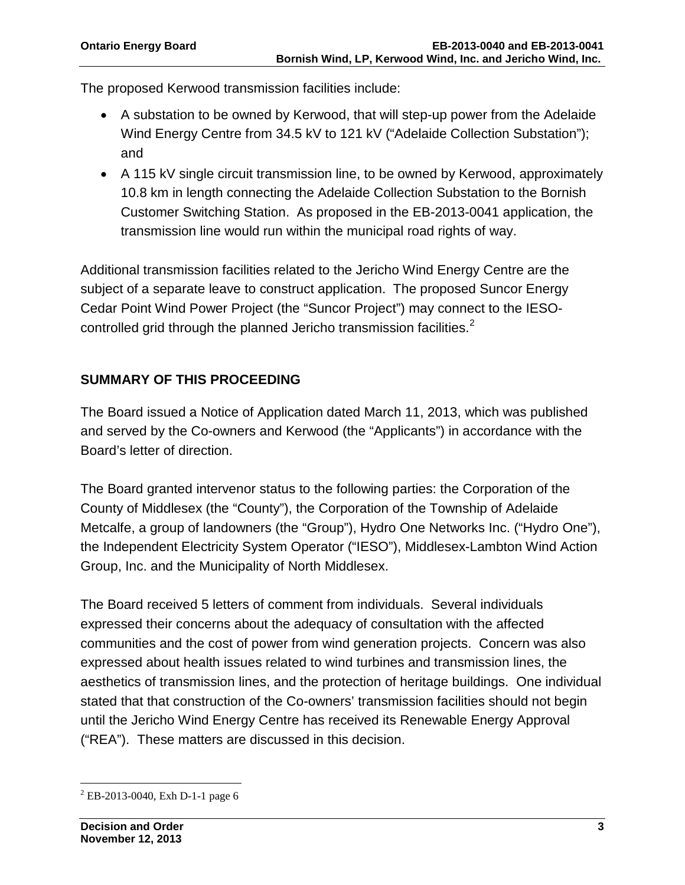The proposed Kerwood transmission facilities include:

- A substation to be owned by Kerwood, that will step-up power from the Adelaide Wind Energy Centre from 34.5 kV to 121 kV ("Adelaide Collection Substation"); and
- A 115 kV single circuit transmission line, to be owned by Kerwood, approximately 10.8 km in length connecting the Adelaide Collection Substation to the Bornish Customer Switching Station. As proposed in the EB-2013-0041 application, the transmission line would run within the municipal road rights of way.

Additional transmission facilities related to the Jericho Wind Energy Centre are the subject of a separate leave to construct application. The proposed Suncor Energy Cedar Point Wind Power Project (the "Suncor Project") may connect to the IESO-controlled grid through the planned Jericho transmission facilities.[2]

## SUMMARY OF THIS PROCEEDING

The Board issued a Notice of Application dated March 11, 2013, which was published and served by the Co-owners and Kerwood (the "Applicants") in accordance with the Board's letter of direction.

The Board granted intervenor status to the following parties: the Corporation of the County of Middlesex (the "County"), the Corporation of the Township of Adelaide Metcalfe, a group of landowners (the "Group"), Hydro One Networks Inc. ("Hydro One"), the Independent Electricity System Operator ("IESO"), Middlesex-Lambton Wind Action Group, Inc. and the Municipality of North Middlesex.

The Board received 5 letters of comment from individuals. Several individuals expressed their concerns about the adequacy of consultation with the affected communities and the cost of power from wind generation projects. Concern was also expressed about health issues related to wind turbines and transmission lines, the aesthetics of transmission lines, and the protection of heritage buildings. One individual stated that that construction of the Co-owners' transmission facilities should not begin until the Jericho Wind Energy Centre has received its Renewable Energy Approval ("REA"). These matters are discussed in this decision.

---

[2] EB-2013-0040, Exh D-1-1 page 6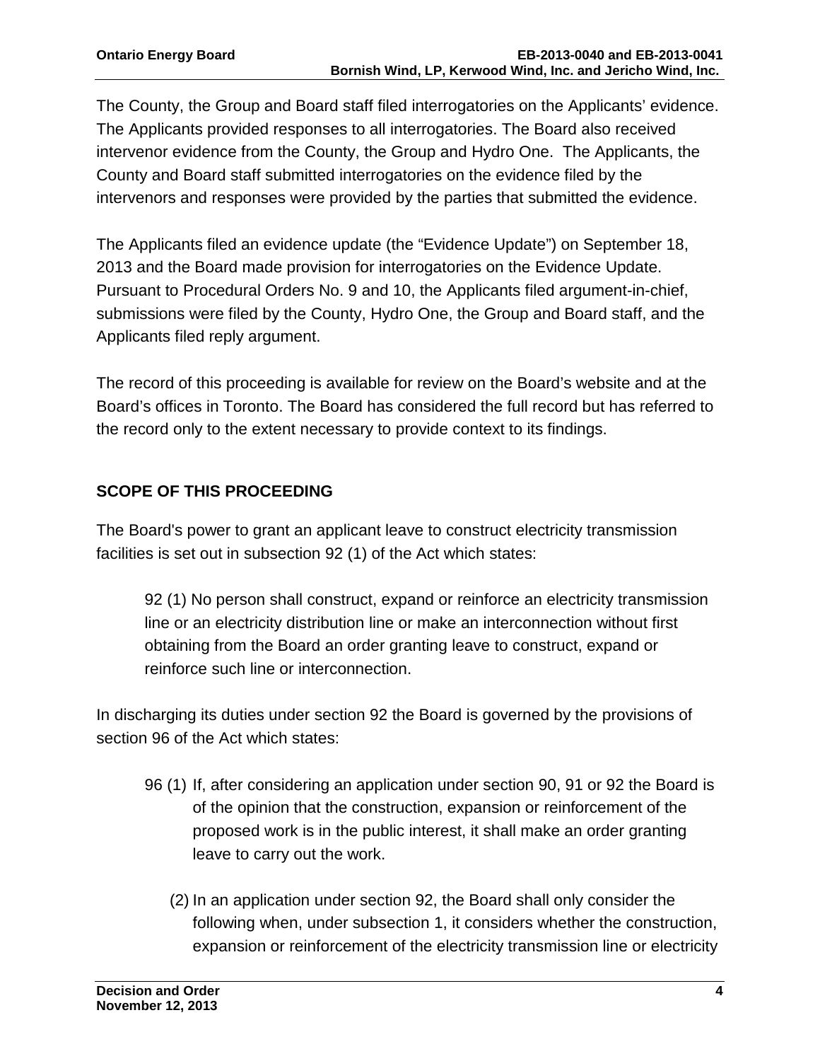The County, the Group and Board staff filed interrogatories on the Applicants' evidence. The Applicants provided responses to all interrogatories. The Board also received intervenor evidence from the County, the Group and Hydro One. The Applicants, the County and Board staff submitted interrogatories on the evidence filed by the intervenors and responses were provided by the parties that submitted the evidence.

The Applicants filed an evidence update (the "Evidence Update") on September 18, 2013 and the Board made provision for interrogatories on the Evidence Update. Pursuant to Procedural Orders No. 9 and 10, the Applicants filed argument-in-chief, submissions were filed by the County, Hydro One, the Group and Board staff, and the Applicants filed reply argument.

The record of this proceeding is available for review on the Board's website and at the Board's offices in Toronto. The Board has considered the full record but has referred to the record only to the extent necessary to provide context to its findings.

## SCOPE OF THIS PROCEEDING

The Board's power to grant an applicant leave to construct electricity transmission facilities is set out in subsection 92 (1) of the Act which states:

> 92 (1) No person shall construct, expand or reinforce an electricity transmission line or an electricity distribution line or make an interconnection without first obtaining from the Board an order granting leave to construct, expand or reinforce such line or interconnection.

In discharging its duties under section 92 the Board is governed by the provisions of section 96 of the Act which states:

> 96 (1) If, after considering an application under section 90, 91 or 92 the Board is of the opinion that the construction, expansion or reinforcement of the proposed work is in the public interest, it shall make an order granting leave to carry out the work.
>
> (2) In an application under section 92, the Board shall only consider the following when, under subsection 1, it considers whether the construction, expansion or reinforcement of the electricity transmission line or electricity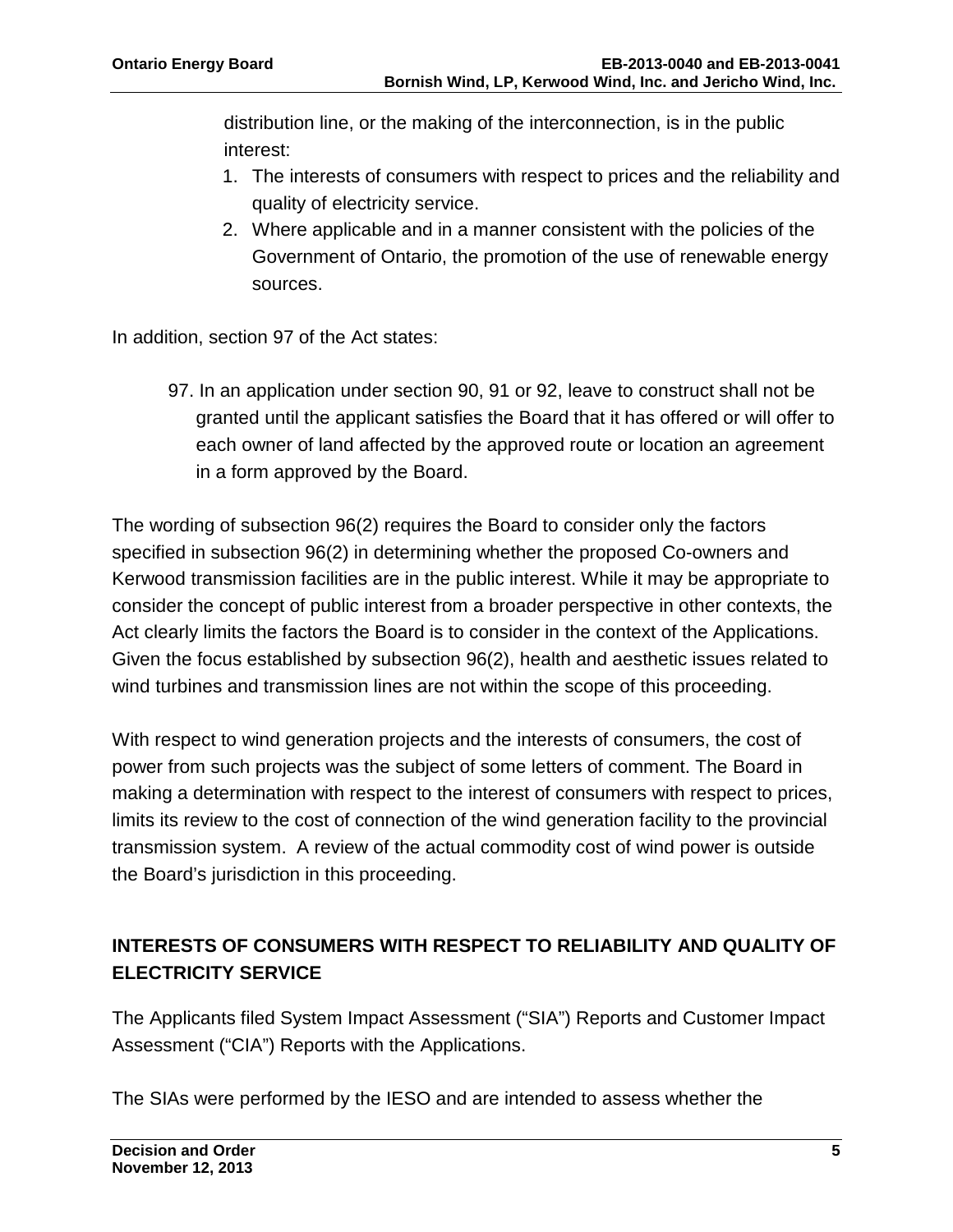distribution line, or the making of the interconnection, is in the public interest:

1. The interests of consumers with respect to prices and the reliability and quality of electricity service.
2. Where applicable and in a manner consistent with the policies of the Government of Ontario, the promotion of the use of renewable energy sources.

In addition, section 97 of the Act states:

> 97. In an application under section 90, 91 or 92, leave to construct shall not be granted until the applicant satisfies the Board that it has offered or will offer to each owner of land affected by the approved route or location an agreement in a form approved by the Board.

The wording of subsection 96(2) requires the Board to consider only the factors specified in subsection 96(2) in determining whether the proposed Co-owners and Kerwood transmission facilities are in the public interest. While it may be appropriate to consider the concept of public interest from a broader perspective in other contexts, the Act clearly limits the factors the Board is to consider in the context of the Applications. Given the focus established by subsection 96(2), health and aesthetic issues related to wind turbines and transmission lines are not within the scope of this proceeding.

With respect to wind generation projects and the interests of consumers, the cost of power from such projects was the subject of some letters of comment. The Board in making a determination with respect to the interest of consumers with respect to prices, limits its review to the cost of connection of the wind generation facility to the provincial transmission system. A review of the actual commodity cost of wind power is outside the Board's jurisdiction in this proceeding.

## INTERESTS OF CONSUMERS WITH RESPECT TO RELIABILITY AND QUALITY OF ELECTRICITY SERVICE

The Applicants filed System Impact Assessment ("SIA") Reports and Customer Impact Assessment ("CIA") Reports with the Applications.

The SIAs were performed by the IESO and are intended to assess whether the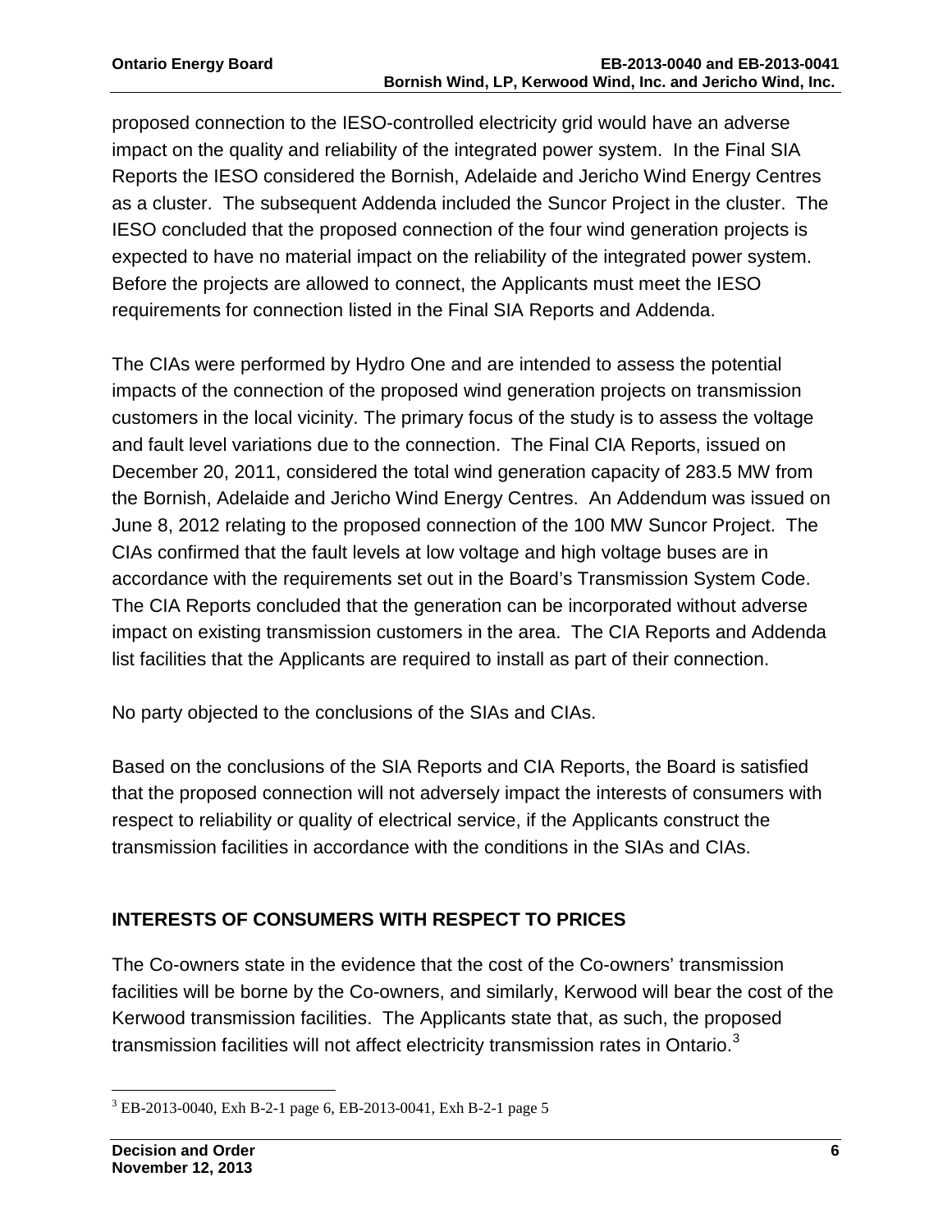proposed connection to the IESO-controlled electricity grid would have an adverse impact on the quality and reliability of the integrated power system. In the Final SIA Reports the IESO considered the Bornish, Adelaide and Jericho Wind Energy Centres as a cluster. The subsequent Addenda included the Suncor Project in the cluster. The IESO concluded that the proposed connection of the four wind generation projects is expected to have no material impact on the reliability of the integrated power system. Before the projects are allowed to connect, the Applicants must meet the IESO requirements for connection listed in the Final SIA Reports and Addenda.

The CIAs were performed by Hydro One and are intended to assess the potential impacts of the connection of the proposed wind generation projects on transmission customers in the local vicinity. The primary focus of the study is to assess the voltage and fault level variations due to the connection. The Final CIA Reports, issued on December 20, 2011, considered the total wind generation capacity of 283.5 MW from the Bornish, Adelaide and Jericho Wind Energy Centres. An Addendum was issued on June 8, 2012 relating to the proposed connection of the 100 MW Suncor Project. The CIAs confirmed that the fault levels at low voltage and high voltage buses are in accordance with the requirements set out in the Board's Transmission System Code. The CIA Reports concluded that the generation can be incorporated without adverse impact on existing transmission customers in the area. The CIA Reports and Addenda list facilities that the Applicants are required to install as part of their connection.

No party objected to the conclusions of the SIAs and CIAs.

Based on the conclusions of the SIA Reports and CIA Reports, the Board is satisfied that the proposed connection will not adversely impact the interests of consumers with respect to reliability or quality of electrical service, if the Applicants construct the transmission facilities in accordance with the conditions in the SIAs and CIAs.

## INTERESTS OF CONSUMERS WITH RESPECT TO PRICES

The Co-owners state in the evidence that the cost of the Co-owners' transmission facilities will be borne by the Co-owners, and similarly, Kerwood will bear the cost of the Kerwood transmission facilities. The Applicants state that, as such, the proposed transmission facilities will not affect electricity transmission rates in Ontario.[3]

[3] EB-2013-0040, Exh B-2-1 page 6, EB-2013-0041, Exh B-2-1 page 5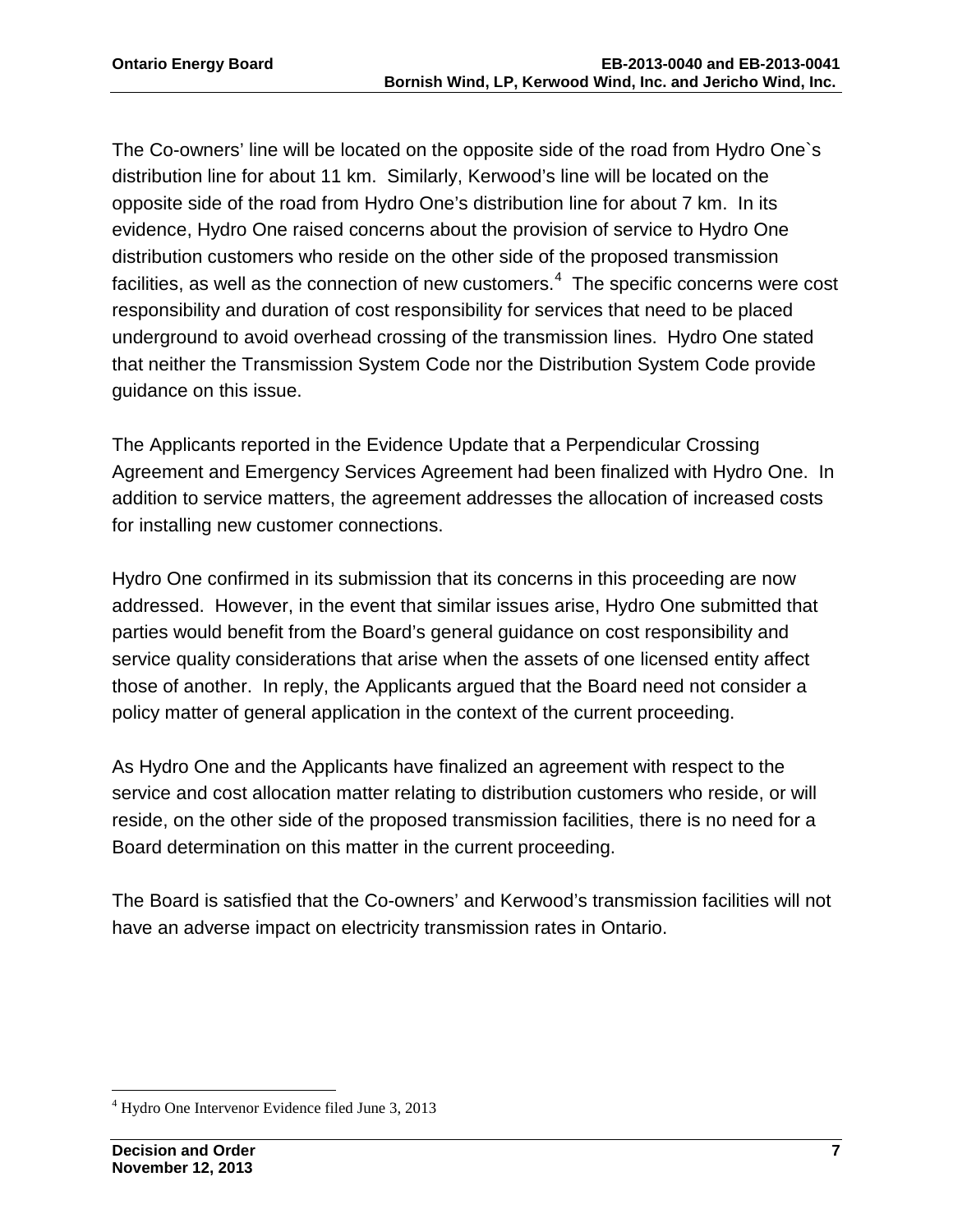The Co-owners' line will be located on the opposite side of the road from Hydro One`s distribution line for about 11 km. Similarly, Kerwood's line will be located on the opposite side of the road from Hydro One's distribution line for about 7 km. In its evidence, Hydro One raised concerns about the provision of service to Hydro One distribution customers who reside on the other side of the proposed transmission facilities, as well as the connection of new customers.[4] The specific concerns were cost responsibility and duration of cost responsibility for services that need to be placed underground to avoid overhead crossing of the transmission lines. Hydro One stated that neither the Transmission System Code nor the Distribution System Code provide guidance on this issue.

The Applicants reported in the Evidence Update that a Perpendicular Crossing Agreement and Emergency Services Agreement had been finalized with Hydro One. In addition to service matters, the agreement addresses the allocation of increased costs for installing new customer connections.

Hydro One confirmed in its submission that its concerns in this proceeding are now addressed. However, in the event that similar issues arise, Hydro One submitted that parties would benefit from the Board's general guidance on cost responsibility and service quality considerations that arise when the assets of one licensed entity affect those of another. In reply, the Applicants argued that the Board need not consider a policy matter of general application in the context of the current proceeding.

As Hydro One and the Applicants have finalized an agreement with respect to the service and cost allocation matter relating to distribution customers who reside, or will reside, on the other side of the proposed transmission facilities, there is no need for a Board determination on this matter in the current proceeding.

The Board is satisfied that the Co-owners' and Kerwood's transmission facilities will not have an adverse impact on electricity transmission rates in Ontario.

[4] Hydro One Intervenor Evidence filed June 3, 2013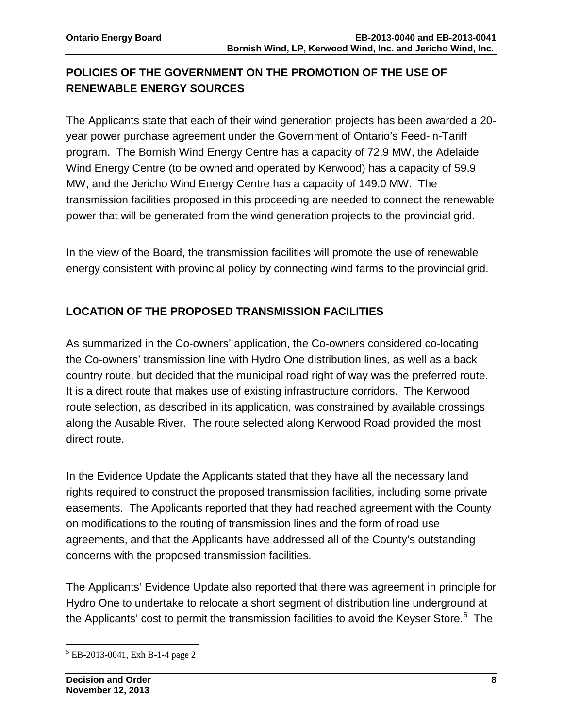## POLICIES OF THE GOVERNMENT ON THE PROMOTION OF THE USE OF RENEWABLE ENERGY SOURCES

The Applicants state that each of their wind generation projects has been awarded a 20-year power purchase agreement under the Government of Ontario's Feed-in-Tariff program. The Bornish Wind Energy Centre has a capacity of 72.9 MW, the Adelaide Wind Energy Centre (to be owned and operated by Kerwood) has a capacity of 59.9 MW, and the Jericho Wind Energy Centre has a capacity of 149.0 MW. The transmission facilities proposed in this proceeding are needed to connect the renewable power that will be generated from the wind generation projects to the provincial grid.

In the view of the Board, the transmission facilities will promote the use of renewable energy consistent with provincial policy by connecting wind farms to the provincial grid.

## LOCATION OF THE PROPOSED TRANSMISSION FACILITIES

As summarized in the Co-owners' application, the Co-owners considered co-locating the Co-owners' transmission line with Hydro One distribution lines, as well as a back country route, but decided that the municipal road right of way was the preferred route. It is a direct route that makes use of existing infrastructure corridors. The Kerwood route selection, as described in its application, was constrained by available crossings along the Ausable River. The route selected along Kerwood Road provided the most direct route.

In the Evidence Update the Applicants stated that they have all the necessary land rights required to construct the proposed transmission facilities, including some private easements. The Applicants reported that they had reached agreement with the County on modifications to the routing of transmission lines and the form of road use agreements, and that the Applicants have addressed all of the County's outstanding concerns with the proposed transmission facilities.

The Applicants' Evidence Update also reported that there was agreement in principle for Hydro One to undertake to relocate a short segment of distribution line underground at the Applicants' cost to permit the transmission facilities to avoid the Keyser Store.[5] The

[5] EB-2013-0041, Exh B-1-4 page 2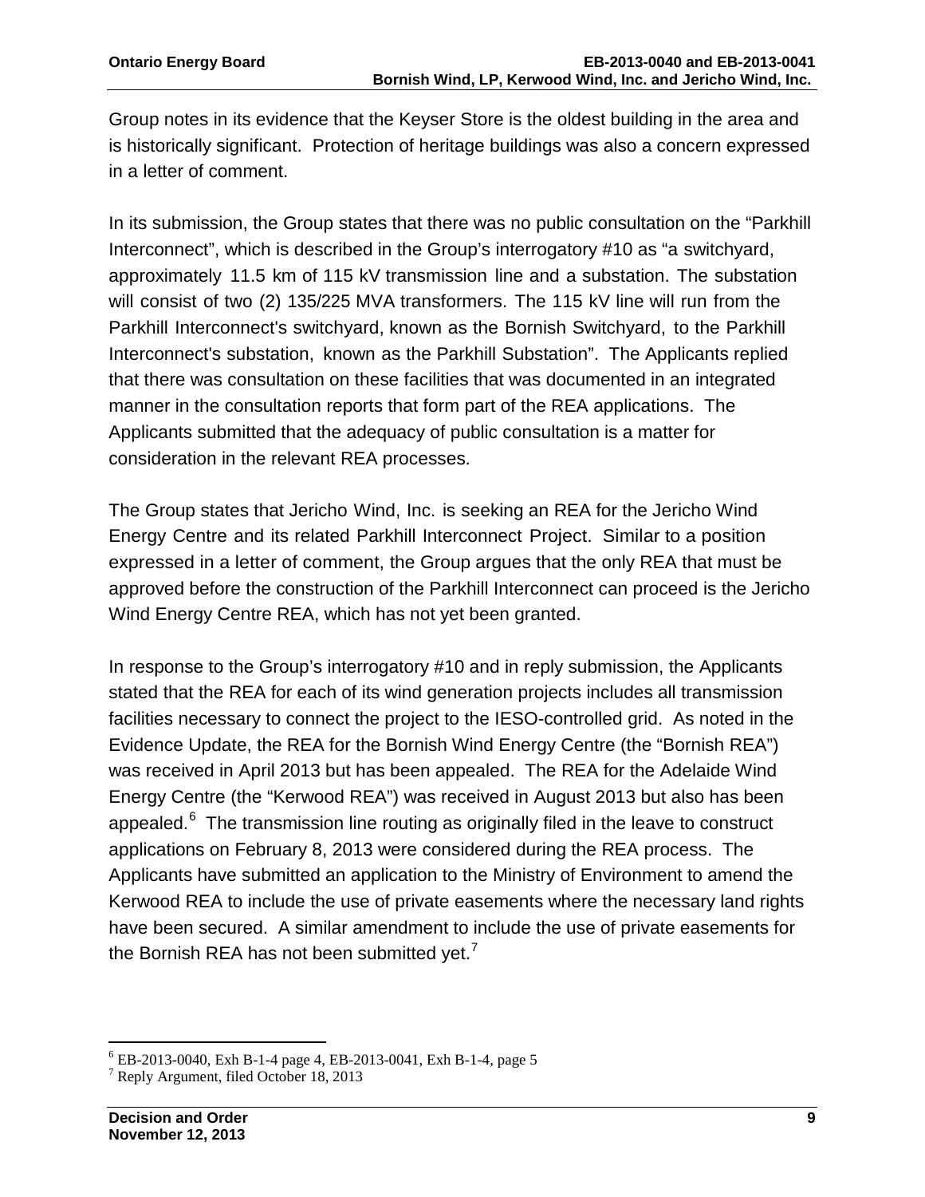Group notes in its evidence that the Keyser Store is the oldest building in the area and is historically significant. Protection of heritage buildings was also a concern expressed in a letter of comment.

In its submission, the Group states that there was no public consultation on the "Parkhill Interconnect", which is described in the Group's interrogatory #10 as "a switchyard, approximately 11.5 km of 115 kV transmission line and a substation. The substation will consist of two (2) 135/225 MVA transformers. The 115 kV line will run from the Parkhill Interconnect's switchyard, known as the Bornish Switchyard, to the Parkhill Interconnect's substation, known as the Parkhill Substation". The Applicants replied that there was consultation on these facilities that was documented in an integrated manner in the consultation reports that form part of the REA applications. The Applicants submitted that the adequacy of public consultation is a matter for consideration in the relevant REA processes.

The Group states that Jericho Wind, Inc. is seeking an REA for the Jericho Wind Energy Centre and its related Parkhill Interconnect Project. Similar to a position expressed in a letter of comment, the Group argues that the only REA that must be approved before the construction of the Parkhill Interconnect can proceed is the Jericho Wind Energy Centre REA, which has not yet been granted.

In response to the Group's interrogatory #10 and in reply submission, the Applicants stated that the REA for each of its wind generation projects includes all transmission facilities necessary to connect the project to the IESO-controlled grid. As noted in the Evidence Update, the REA for the Bornish Wind Energy Centre (the "Bornish REA") was received in April 2013 but has been appealed. The REA for the Adelaide Wind Energy Centre (the "Kerwood REA") was received in August 2013 but also has been appealed.[6] The transmission line routing as originally filed in the leave to construct applications on February 8, 2013 were considered during the REA process. The Applicants have submitted an application to the Ministry of Environment to amend the Kerwood REA to include the use of private easements where the necessary land rights have been secured. A similar amendment to include the use of private easements for the Bornish REA has not been submitted yet.[7]

---

[6] EB-2013-0040, Exh B-1-4 page 4, EB-2013-0041, Exh B-1-4, page 5

[7] Reply Argument, filed October 18, 2013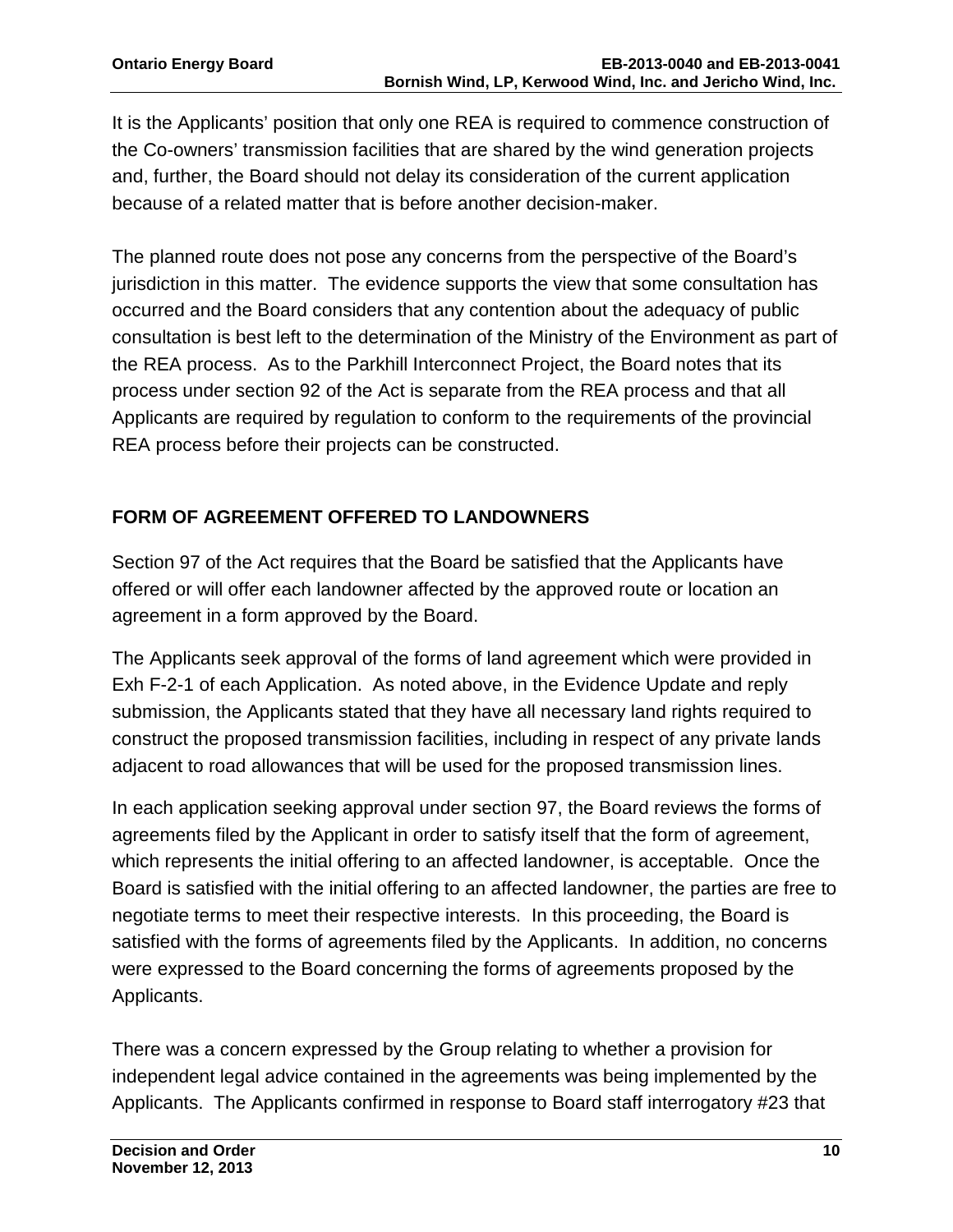It is the Applicants' position that only one REA is required to commence construction of the Co-owners' transmission facilities that are shared by the wind generation projects and, further, the Board should not delay its consideration of the current application because of a related matter that is before another decision-maker.

The planned route does not pose any concerns from the perspective of the Board's jurisdiction in this matter. The evidence supports the view that some consultation has occurred and the Board considers that any contention about the adequacy of public consultation is best left to the determination of the Ministry of the Environment as part of the REA process. As to the Parkhill Interconnect Project, the Board notes that its process under section 92 of the Act is separate from the REA process and that all Applicants are required by regulation to conform to the requirements of the provincial REA process before their projects can be constructed.

## FORM OF AGREEMENT OFFERED TO LANDOWNERS

Section 97 of the Act requires that the Board be satisfied that the Applicants have offered or will offer each landowner affected by the approved route or location an agreement in a form approved by the Board.

The Applicants seek approval of the forms of land agreement which were provided in Exh F-2-1 of each Application. As noted above, in the Evidence Update and reply submission, the Applicants stated that they have all necessary land rights required to construct the proposed transmission facilities, including in respect of any private lands adjacent to road allowances that will be used for the proposed transmission lines.

In each application seeking approval under section 97, the Board reviews the forms of agreements filed by the Applicant in order to satisfy itself that the form of agreement, which represents the initial offering to an affected landowner, is acceptable. Once the Board is satisfied with the initial offering to an affected landowner, the parties are free to negotiate terms to meet their respective interests. In this proceeding, the Board is satisfied with the forms of agreements filed by the Applicants. In addition, no concerns were expressed to the Board concerning the forms of agreements proposed by the Applicants.

There was a concern expressed by the Group relating to whether a provision for independent legal advice contained in the agreements was being implemented by the Applicants. The Applicants confirmed in response to Board staff interrogatory #23 that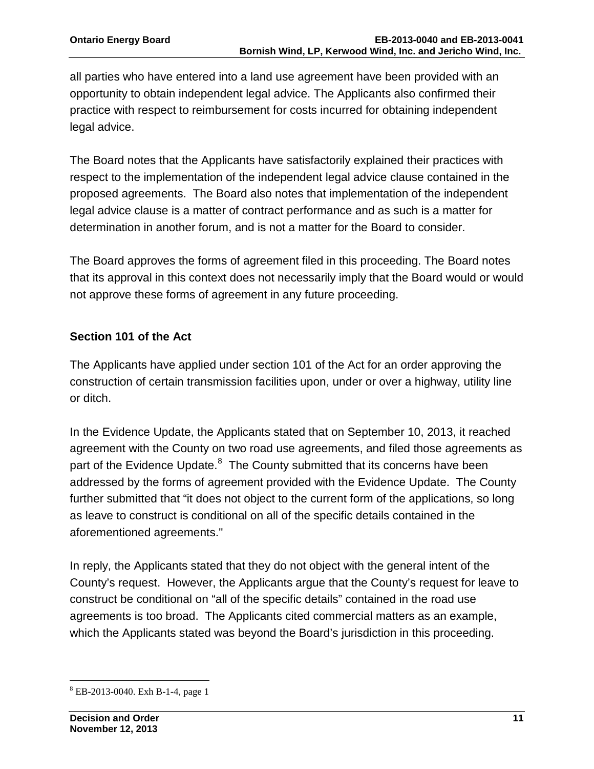all parties who have entered into a land use agreement have been provided with an opportunity to obtain independent legal advice. The Applicants also confirmed their practice with respect to reimbursement for costs incurred for obtaining independent legal advice.

The Board notes that the Applicants have satisfactorily explained their practices with respect to the implementation of the independent legal advice clause contained in the proposed agreements. The Board also notes that implementation of the independent legal advice clause is a matter of contract performance and as such is a matter for determination in another forum, and is not a matter for the Board to consider.

The Board approves the forms of agreement filed in this proceeding. The Board notes that its approval in this context does not necessarily imply that the Board would or would not approve these forms of agreement in any future proceeding.

## Section 101 of the Act

The Applicants have applied under section 101 of the Act for an order approving the construction of certain transmission facilities upon, under or over a highway, utility line or ditch.

In the Evidence Update, the Applicants stated that on September 10, 2013, it reached agreement with the County on two road use agreements, and filed those agreements as part of the Evidence Update.[8] The County submitted that its concerns have been addressed by the forms of agreement provided with the Evidence Update. The County further submitted that "it does not object to the current form of the applications, so long as leave to construct is conditional on all of the specific details contained in the aforementioned agreements."

In reply, the Applicants stated that they do not object with the general intent of the County's request. However, the Applicants argue that the County's request for leave to construct be conditional on "all of the specific details" contained in the road use agreements is too broad. The Applicants cited commercial matters as an example, which the Applicants stated was beyond the Board's jurisdiction in this proceeding.

---

[8] EB-2013-0040. Exh B-1-4, page 1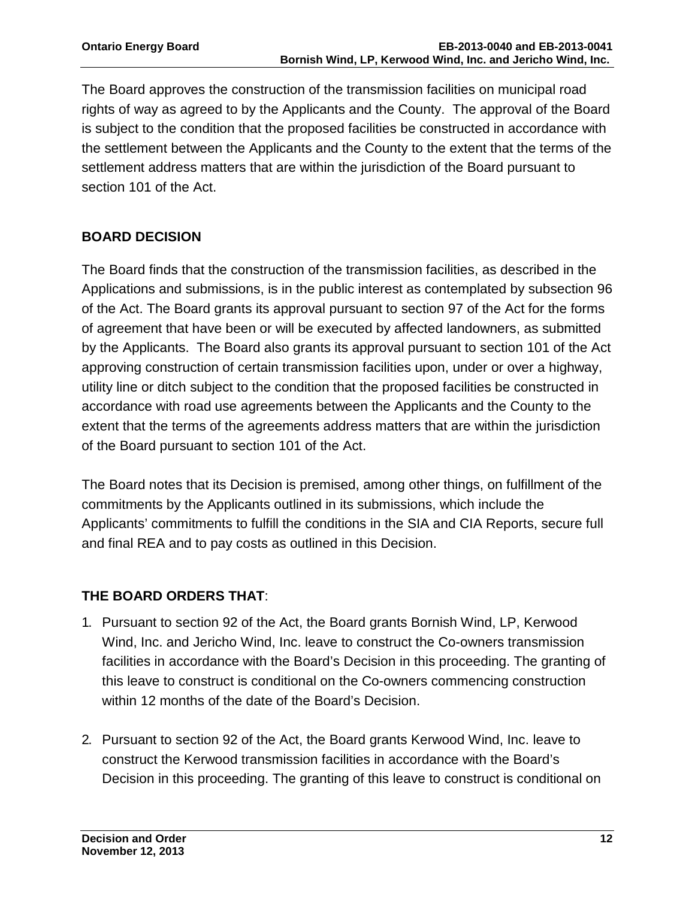The Board approves the construction of the transmission facilities on municipal road rights of way as agreed to by the Applicants and the County. The approval of the Board is subject to the condition that the proposed facilities be constructed in accordance with the settlement between the Applicants and the County to the extent that the terms of the settlement address matters that are within the jurisdiction of the Board pursuant to section 101 of the Act.

## BOARD DECISION

The Board finds that the construction of the transmission facilities, as described in the Applications and submissions, is in the public interest as contemplated by subsection 96 of the Act. The Board grants its approval pursuant to section 97 of the Act for the forms of agreement that have been or will be executed by affected landowners, as submitted by the Applicants. The Board also grants its approval pursuant to section 101 of the Act approving construction of certain transmission facilities upon, under or over a highway, utility line or ditch subject to the condition that the proposed facilities be constructed in accordance with road use agreements between the Applicants and the County to the extent that the terms of the agreements address matters that are within the jurisdiction of the Board pursuant to section 101 of the Act.

The Board notes that its Decision is premised, among other things, on fulfillment of the commitments by the Applicants outlined in its submissions, which include the Applicants' commitments to fulfill the conditions in the SIA and CIA Reports, secure full and final REA and to pay costs as outlined in this Decision.

## THE BOARD ORDERS THAT:

1. Pursuant to section 92 of the Act, the Board grants Bornish Wind, LP, Kerwood Wind, Inc. and Jericho Wind, Inc. leave to construct the Co-owners transmission facilities in accordance with the Board's Decision in this proceeding. The granting of this leave to construct is conditional on the Co-owners commencing construction within 12 months of the date of the Board's Decision.

2. Pursuant to section 92 of the Act, the Board grants Kerwood Wind, Inc. leave to construct the Kerwood transmission facilities in accordance with the Board's Decision in this proceeding. The granting of this leave to construct is conditional on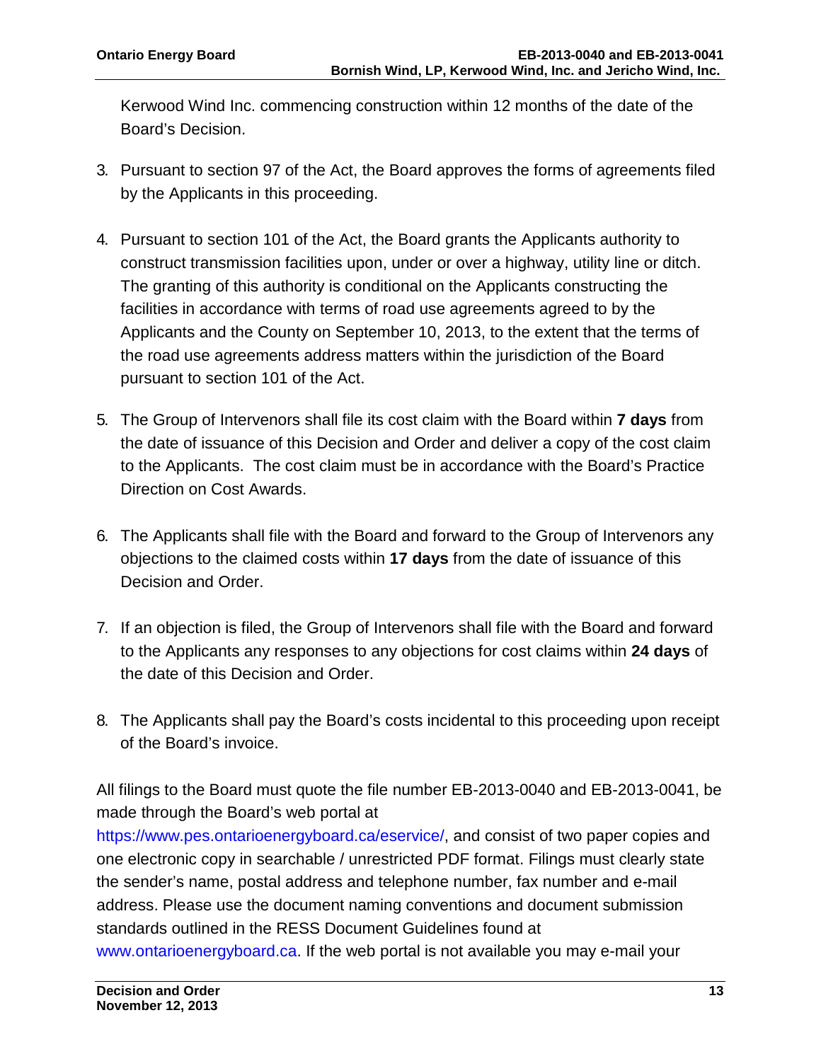Kerwood Wind Inc. commencing construction within 12 months of the date of the Board's Decision.

3. Pursuant to section 97 of the Act, the Board approves the forms of agreements filed by the Applicants in this proceeding.

4. Pursuant to section 101 of the Act, the Board grants the Applicants authority to construct transmission facilities upon, under or over a highway, utility line or ditch. The granting of this authority is conditional on the Applicants constructing the facilities in accordance with terms of road use agreements agreed to by the Applicants and the County on September 10, 2013, to the extent that the terms of the road use agreements address matters within the jurisdiction of the Board pursuant to section 101 of the Act.

5. The Group of Intervenors shall file its cost claim with the Board within **7 days** from the date of issuance of this Decision and Order and deliver a copy of the cost claim to the Applicants. The cost claim must be in accordance with the Board's Practice Direction on Cost Awards.

6. The Applicants shall file with the Board and forward to the Group of Intervenors any objections to the claimed costs within **17 days** from the date of issuance of this Decision and Order.

7. If an objection is filed, the Group of Intervenors shall file with the Board and forward to the Applicants any responses to any objections for cost claims within **24 days** of the date of this Decision and Order.

8. The Applicants shall pay the Board's costs incidental to this proceeding upon receipt of the Board's invoice.

All filings to the Board must quote the file number EB-2013-0040 and EB-2013-0041, be made through the Board's web portal at https://www.pes.ontarioenergyboard.ca/eservice/, and consist of two paper copies and one electronic copy in searchable / unrestricted PDF format. Filings must clearly state the sender's name, postal address and telephone number, fax number and e-mail address. Please use the document naming conventions and document submission standards outlined in the RESS Document Guidelines found at www.ontarioenergyboard.ca. If the web portal is not available you may e-mail your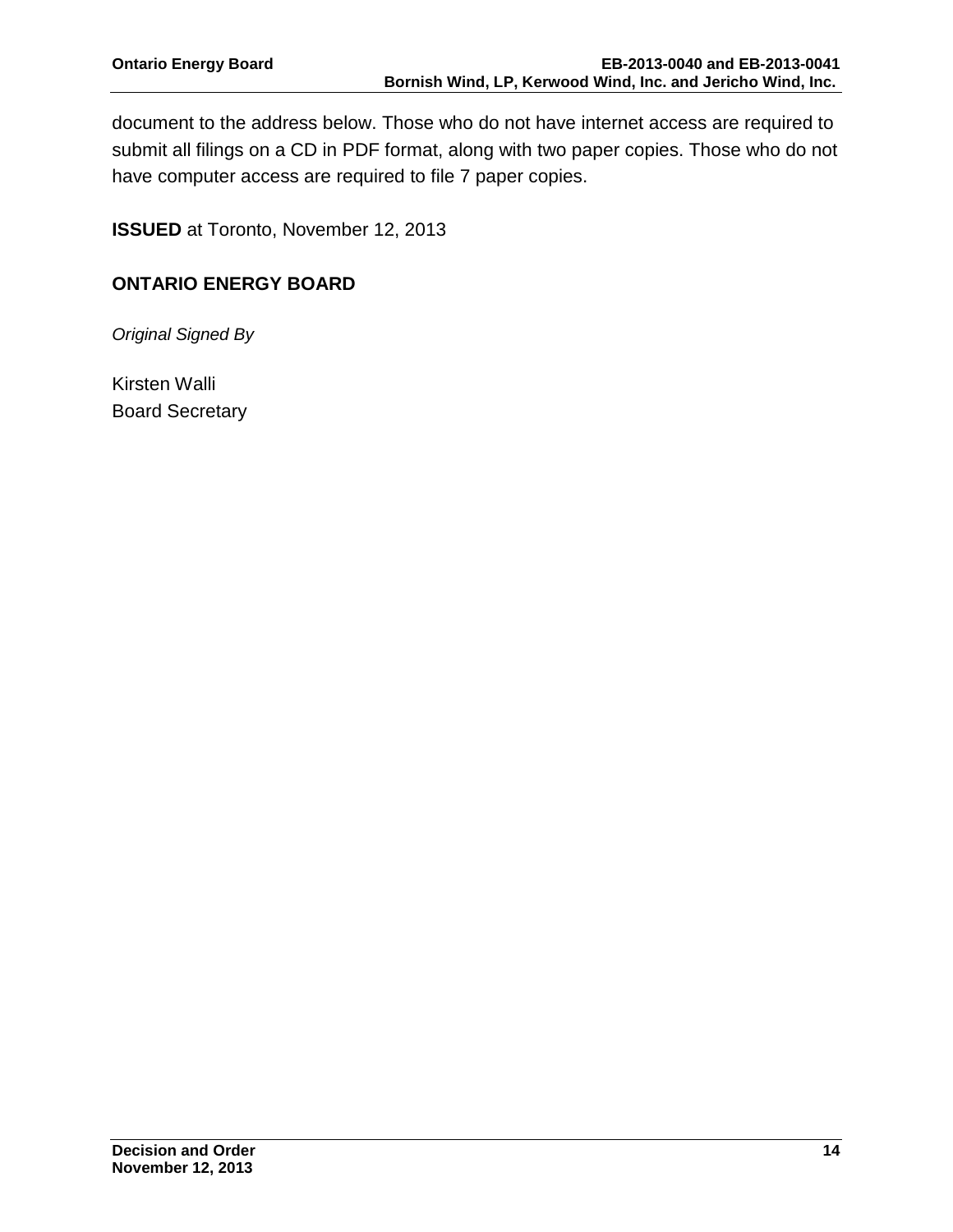document to the address below. Those who do not have internet access are required to submit all filings on a CD in PDF format, along with two paper copies. Those who do not have computer access are required to file 7 paper copies.

**ISSUED** at Toronto, November 12, 2013

**ONTARIO ENERGY BOARD**

*Original Signed By*

Kirsten Walli
Board Secretary